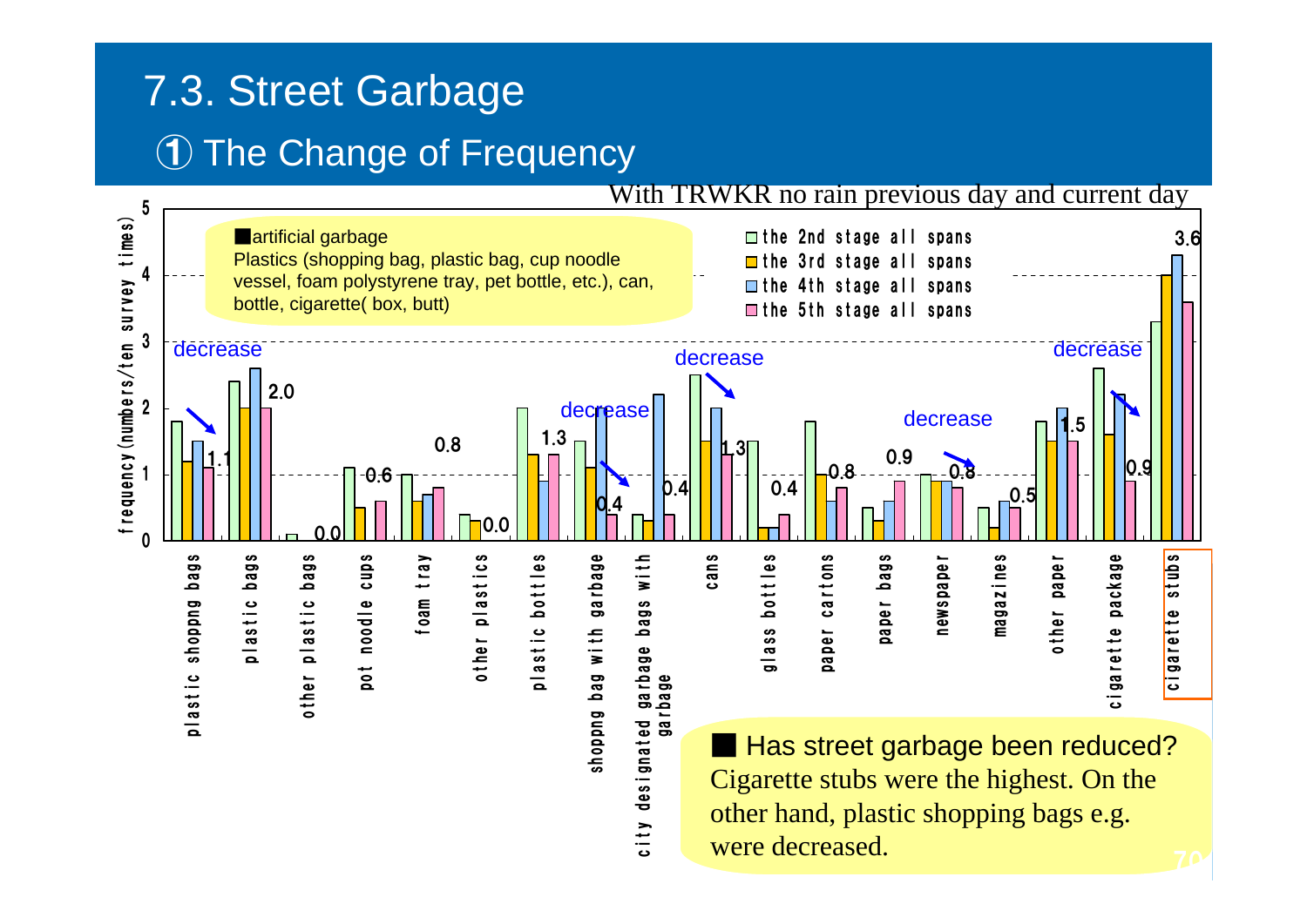# 7.3. Street Garbage

## ① The Change of Frequency

With TRWKR no rain previous day and current day

■artificial garbage
Plastics (shopping bag, plastic bag, cup noodle vessel, foam polystyrene tray, pet bottle, etc.), can, bottle, cigarette( box, butt)

frequency (numbers/ten survey times)

- the 2nd stage all spans
- the 3rd stage all spans
- the 4th stage all spans
- the 5th stage all spans

| Item | 5th stage value |
|---|---|
| plastic shoppng bags | 1.1 |
| plastic bags | 2.0 |
| other plastic bags | 0.0 |
| pot noodle cups | 0.6 |
| foam tray | 0.8 |
| other plastics | 0.0 |
| plastic bottles | 1.3 |
| shoppng bag with garbage | 0.4 |
| city designated garbage bags with garbage | 0.4 |
| cans | 1.3 |
| glass bottles | 0.4 |
| paper cartons | 0.8 |
| paper bags | 0.9 |
| newspaper | 0.8 |
| magazines | 0.5 |
| other paper | 1.5 |
| cigarette package | 0.9 |
| cigarette stubs | 3.6 |

decrease (plastic shoppng bags, shoppng bag with garbage, cans, newspaper, cigarette package)

■ Has street garbage been reduced?
Cigarette stubs were the highest. On the other hand, plastic shopping bags e.g. were decreased.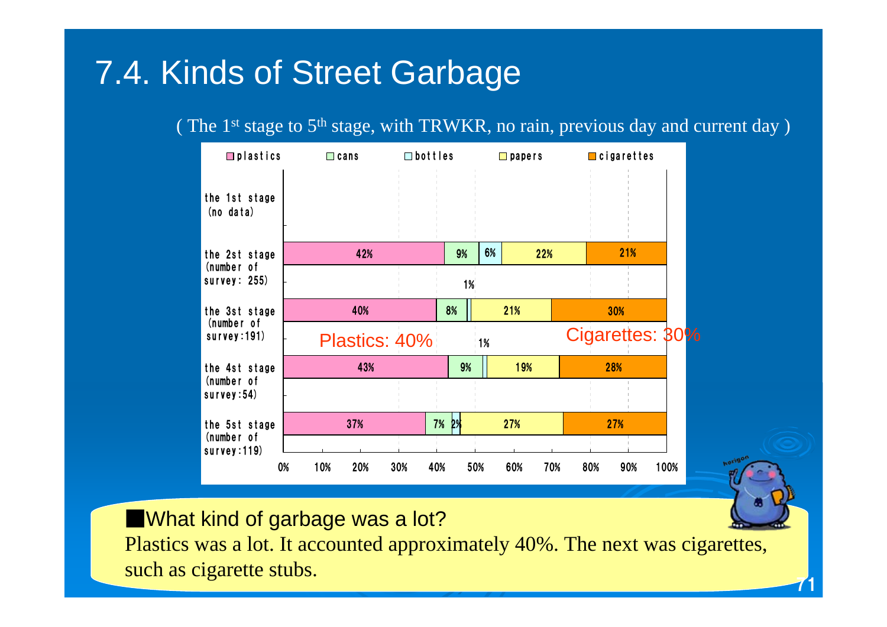# 7.4. Kinds of Street Garbage

( The 1st stage to 5th stage, with TRWKR, no rain, previous day and current day )

| | plastics | cans | bottles | papers | cigarettes |
|---|---|---|---|---|---|
| the 1st stage (no data) | | | | | |
| the 2st stage (number of survey: 255) | 42% | 9% | 6% | 22% | 21% |
| the 3st stage (number of survey:191) | 40% | 8% | 1% | 21% | 30% |
| the 4st stage (number of survey:54) | 43% | 9% | 1% | 19% | 28% |
| the 5st stage (number of survey:119) | 37% | 7% | 2% | 27% | 27% |

Plastics: 40%

Cigarettes: 30%

■What kind of garbage was a lot?

Plastics was a lot. It accounted approximately 40%. The next was cigarettes, such as cigarette stubs.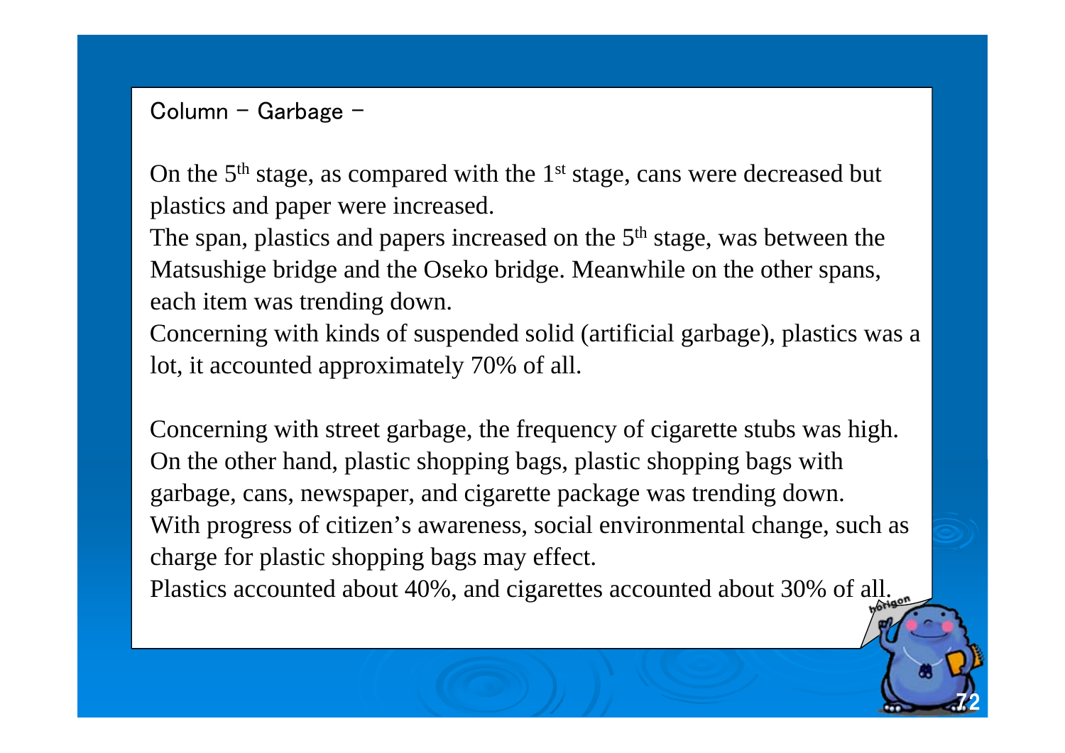Column － Garbage －

On the 5th stage, as compared with the 1st stage, cans were decreased but plastics and paper were increased.
The span, plastics and papers increased on the 5th stage, was between the Matsushige bridge and the Oseko bridge. Meanwhile on the other spans, each item was trending down.
Concerning with kinds of suspended solid (artificial garbage), plastics was a lot, it accounted approximately 70% of all.

Concerning with street garbage, the frequency of cigarette stubs was high. On the other hand, plastic shopping bags, plastic shopping bags with garbage, cans, newspaper, and cigarette package was trending down.
With progress of citizen's awareness, social environmental change, such as charge for plastic shopping bags may effect.
Plastics accounted about 40%, and cigarettes accounted about 30% of all.